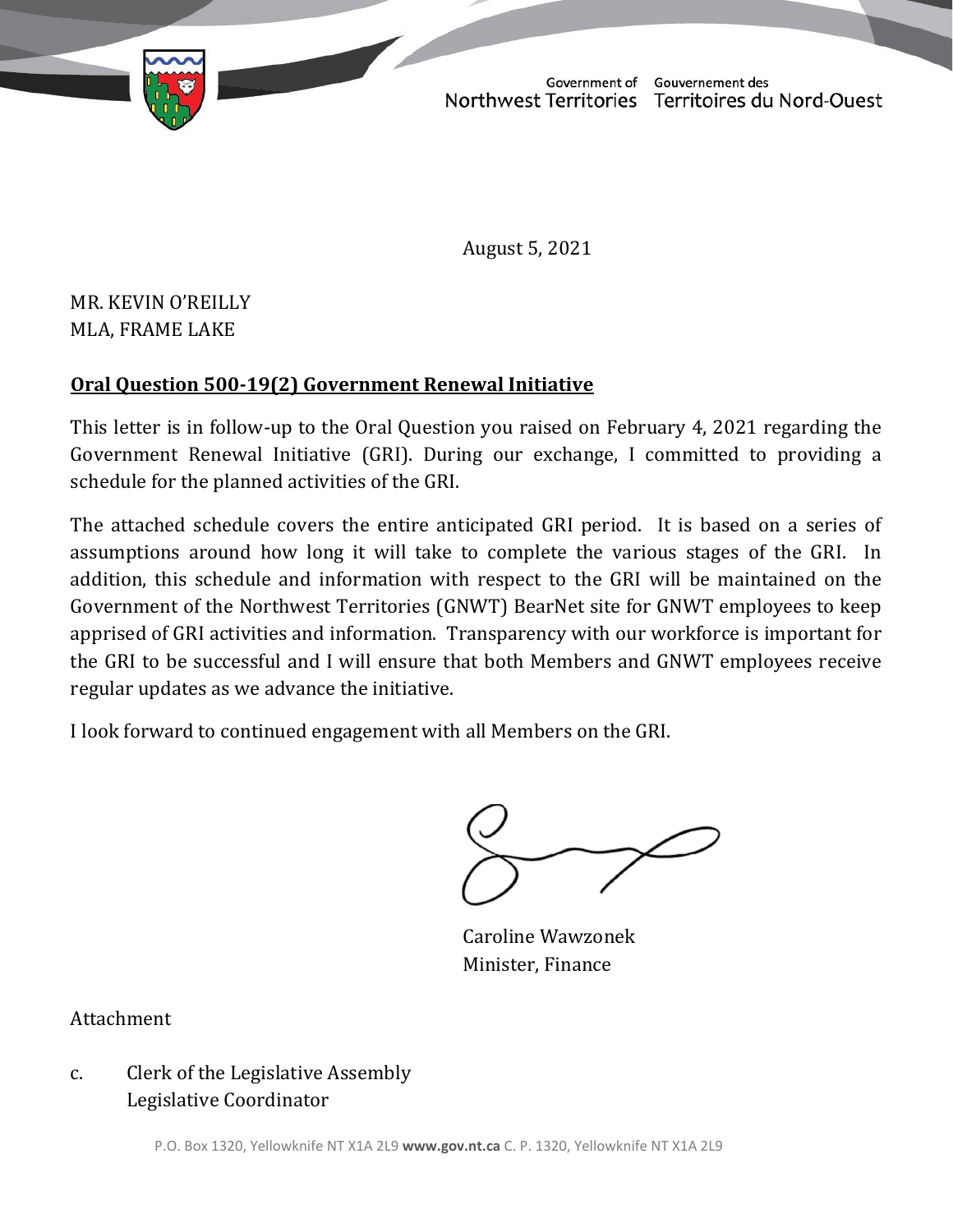Government of Northwest Territories Gouvernement des Territoires du Nord-Ouest

August 5, 2021

MR. KEVIN O'REILLY
MLA, FRAME LAKE

**Oral Question 500-19(2) Government Renewal Initiative**

This letter is in follow-up to the Oral Question you raised on February 4, 2021 regarding the Government Renewal Initiative (GRI). During our exchange, I committed to providing a schedule for the planned activities of the GRI.

The attached schedule covers the entire anticipated GRI period. It is based on a series of assumptions around how long it will take to complete the various stages of the GRI. In addition, this schedule and information with respect to the GRI will be maintained on the Government of the Northwest Territories (GNWT) BearNet site for GNWT employees to keep apprised of GRI activities and information. Transparency with our workforce is important for the GRI to be successful and I will ensure that both Members and GNWT employees receive regular updates as we advance the initiative.

I look forward to continued engagement with all Members on the GRI.

Caroline Wawzonek
Minister, Finance

Attachment

c. Clerk of the Legislative Assembly
Legislative Coordinator

P.O. Box 1320, Yellowknife NT X1A 2L9 **www.gov.nt.ca** C. P. 1320, Yellowknife NT X1A 2L9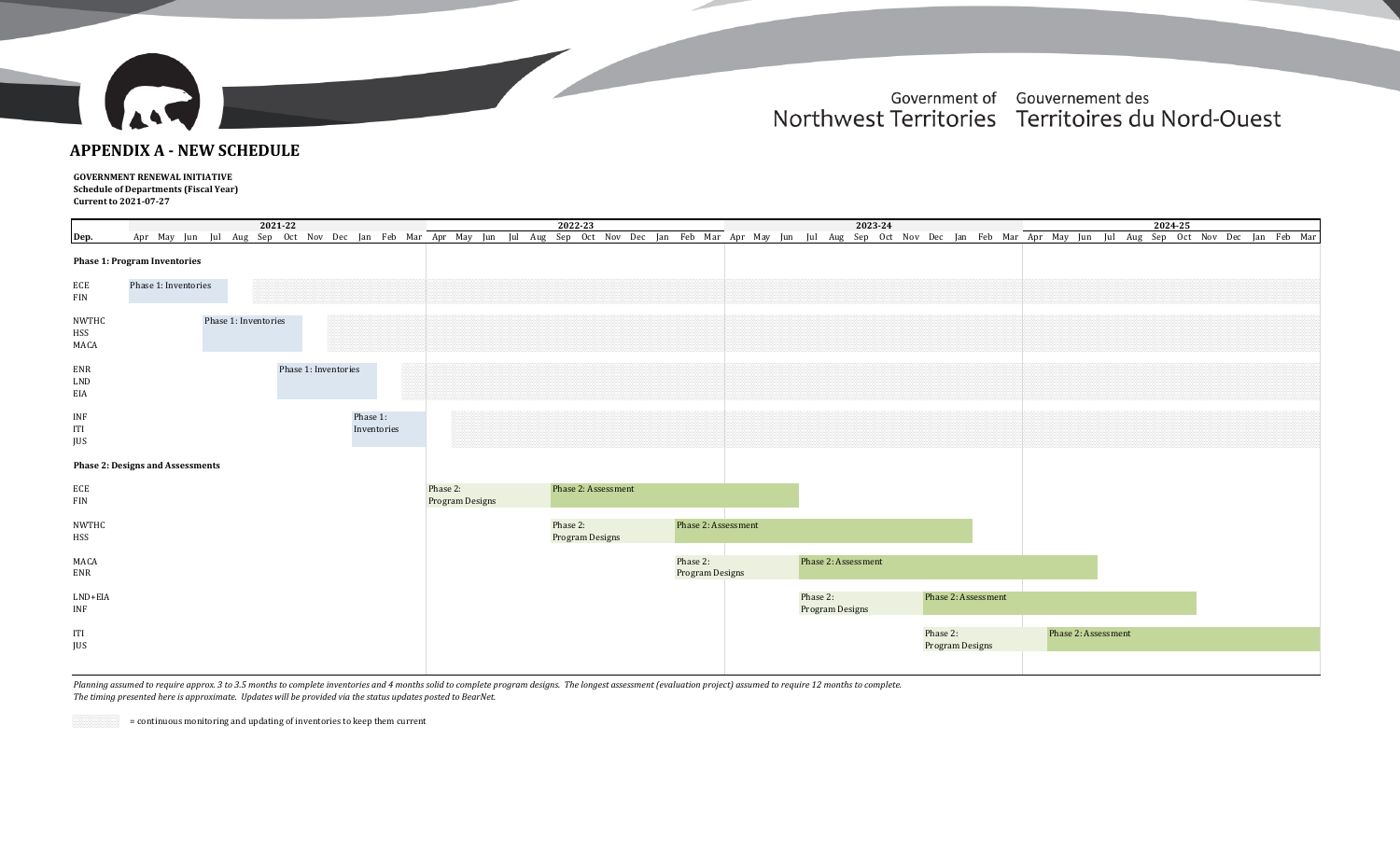Government of Northwest Territories Gouvernement des Territoires du Nord-Ouest

## APPENDIX A - NEW SCHEDULE

**GOVERNMENT RENEWAL INITIATIVE**
**Schedule of Departments (Fiscal Year)**
**Current to 2021-07-27**

2021-22
2022-23
2023-24
2024-25

Dep. Apr May Jun Jul Aug Sep Oct Nov Dec Jan Feb Mar Apr May Jun Jul Aug Sep Oct Nov Dec Jan Feb Mar Apr May Jun Jul Aug Sep Oct Nov Dec Jan Feb Mar Apr May Jun Jul Aug Sep Oct Nov Dec Jan Feb Mar

**Phase 1: Program Inventories**

ECE
FIN
Phase 1: Inventories

NWTHC
HSS
MACA
Phase 1: Inventories

ENR
LND
EIA
Phase 1: Inventories

INF
ITI
JUS
Phase 1: Inventories

**Phase 2: Designs and Assessments**

ECE
FIN
Phase 2: Program Designs
Phase 2: Assessment

NWTHC
HSS
Phase 2: Program Designs
Phase 2: Assessment

MACA
ENR
Phase 2: Program Designs
Phase 2: Assessment

LND+EIA
INF
Phase 2: Program Designs
Phase 2: Assessment

ITI
JUS
Phase 2: Program Designs
Phase 2: Assessment

*Planning assumed to require approx. 3 to 3.5 months to complete inventories and 4 months solid to complete program designs. The longest assessment (evaluation project) assumed to require 12 months to complete.*
*The timing presented here is approximate. Updates will be provided via the status updates posted to BearNet.*

= continuous monitoring and updating of inventories to keep them current